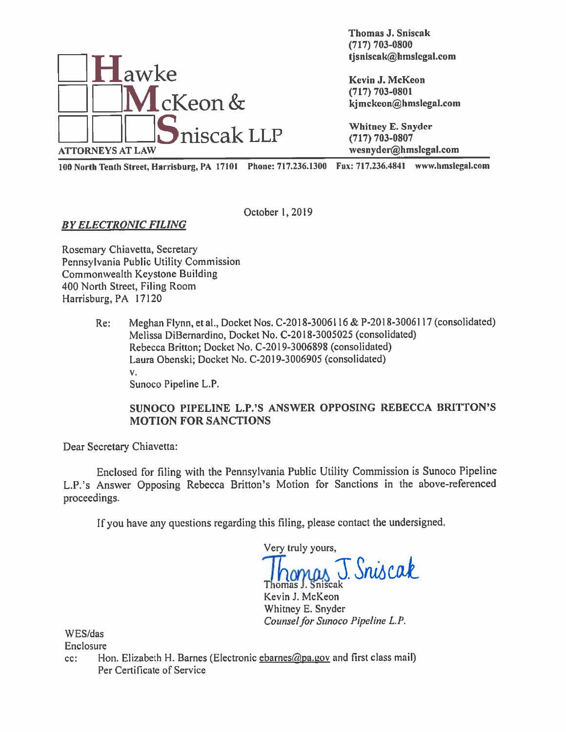**Hawke McKeon & Sniscak LLP**
ATTORNEYS AT LAW

**Thomas J. Sniscak**
**(717) 703-0800**
**tjsniscak@hmslegal.com**

**Kevin J. McKeon**
**(717) 703-0801**
**kjmckeon@hmslegal.com**

**Whitney E. Snyder**
**(717) 703-0807**
**wesnyder@hmslegal.com**

**100 North Tenth Street, Harrisburg, PA 17101 Phone: 717.236.1300 Fax: 717.236.4841 www.hmslegal.com**

October 1, 2019

***BY ELECTRONIC FILING***

Rosemary Chiavetta, Secretary
Pennsylvania Public Utility Commission
Commonwealth Keystone Building
400 North Street, Filing Room
Harrisburg, PA 17120

Re: Meghan Flynn, et al., Docket Nos. C-2018-3006116 & P-2018-3006117 (consolidated)
Melissa DiBernardino, Docket No. C-2018-3005025 (consolidated)
Rebecca Britton; Docket No. C-2019-3006898 (consolidated)
Laura Obenski; Docket No. C-2019-3006905 (consolidated)
v.
Sunoco Pipeline L.P.

**SUNOCO PIPELINE L.P.'S ANSWER OPPOSING REBECCA BRITTON'S MOTION FOR SANCTIONS**

Dear Secretary Chiavetta:

Enclosed for filing with the Pennsylvania Public Utility Commission is Sunoco Pipeline L.P.'s Answer Opposing Rebecca Britton's Motion for Sanctions in the above-referenced proceedings.

If you have any questions regarding this filing, please contact the undersigned.

Very truly yours,

Thomas J. Sniscak
Kevin J. McKeon
Whitney E. Snyder
*Counsel for Sunoco Pipeline L.P.*

WES/das
Enclosure
cc: Hon. Elizabeth H. Barnes (Electronic ebarnes@pa.gov and first class mail)
Per Certificate of Service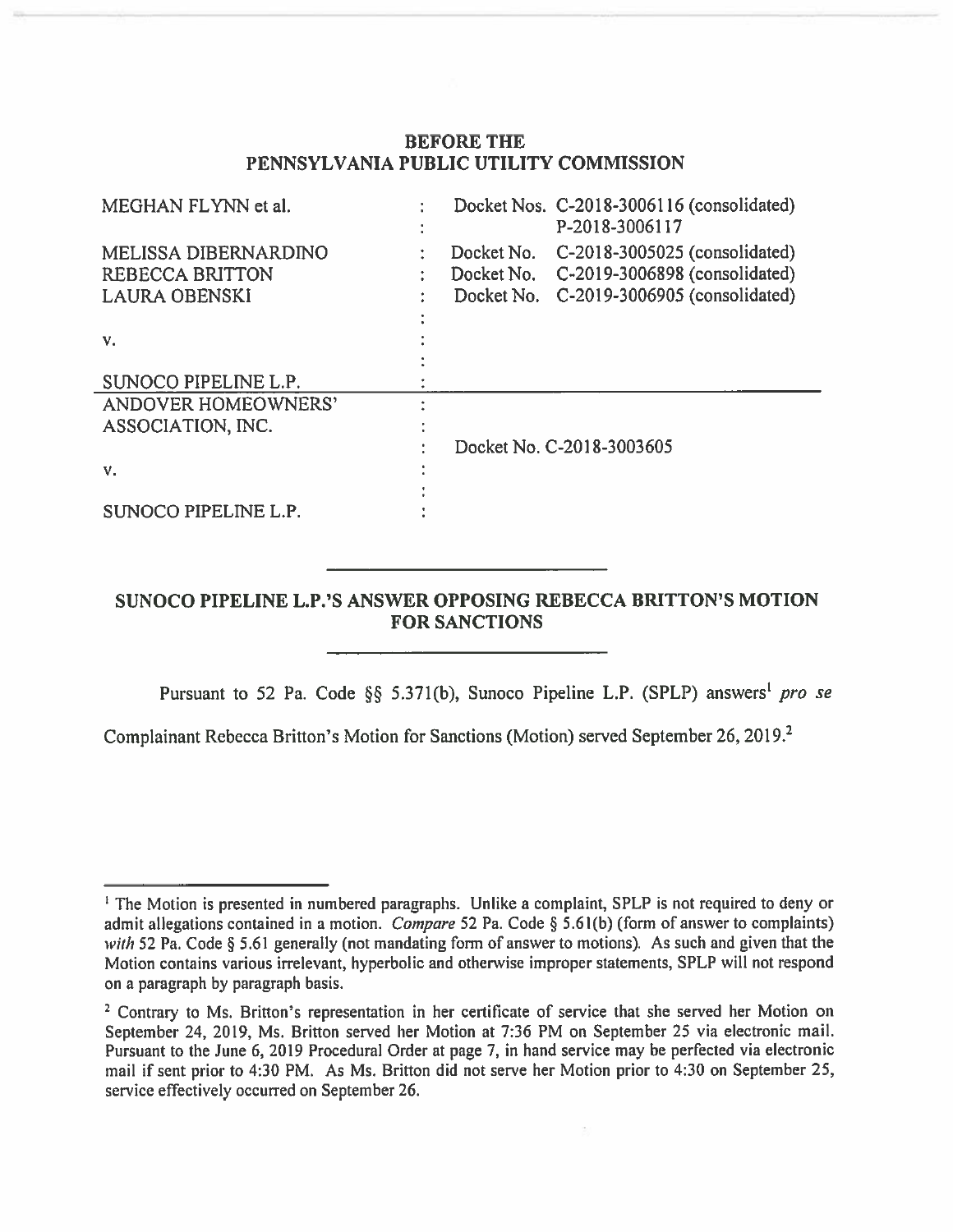# BEFORE THE PENNSYLVANIA PUBLIC UTILITY COMMISSION

| | | |
|---|---|---|
| MEGHAN FLYNN et al. | : | Docket Nos. C-2018-3006116 (consolidated) P-2018-3006117 |
| MELISSA DIBERNARDINO | : | Docket No. C-2018-3005025 (consolidated) |
| REBECCA BRITTON | : | Docket No. C-2019-3006898 (consolidated) |
| LAURA OBENSKI | : | Docket No. C-2019-3006905 (consolidated) |
| v. | : | |
| SUNOCO PIPELINE L.P. | : | |
| ANDOVER HOMEOWNERS' ASSOCIATION, INC. | : | Docket No. C-2018-3003605 |
| v. | : | |
| SUNOCO PIPELINE L.P. | : | |

## SUNOCO PIPELINE L.P.'S ANSWER OPPOSING REBECCA BRITTON'S MOTION FOR SANCTIONS

Pursuant to 52 Pa. Code §§ 5.371(b), Sunoco Pipeline L.P. (SPLP) answers[1] *pro se* Complainant Rebecca Britton's Motion for Sanctions (Motion) served September 26, 2019.[2]

---

[1] The Motion is presented in numbered paragraphs. Unlike a complaint, SPLP is not required to deny or admit allegations contained in a motion. *Compare* 52 Pa. Code § 5.61(b) (form of answer to complaints) *with* 52 Pa. Code § 5.61 generally (not mandating form of answer to motions). As such and given that the Motion contains various irrelevant, hyperbolic and otherwise improper statements, SPLP will not respond on a paragraph by paragraph basis.

[2] Contrary to Ms. Britton's representation in her certificate of service that she served her Motion on September 24, 2019, Ms. Britton served her Motion at 7:36 PM on September 25 via electronic mail. Pursuant to the June 6, 2019 Procedural Order at page 7, in hand service may be perfected via electronic mail if sent prior to 4:30 PM. As Ms. Britton did not serve her Motion prior to 4:30 on September 25, service effectively occurred on September 26.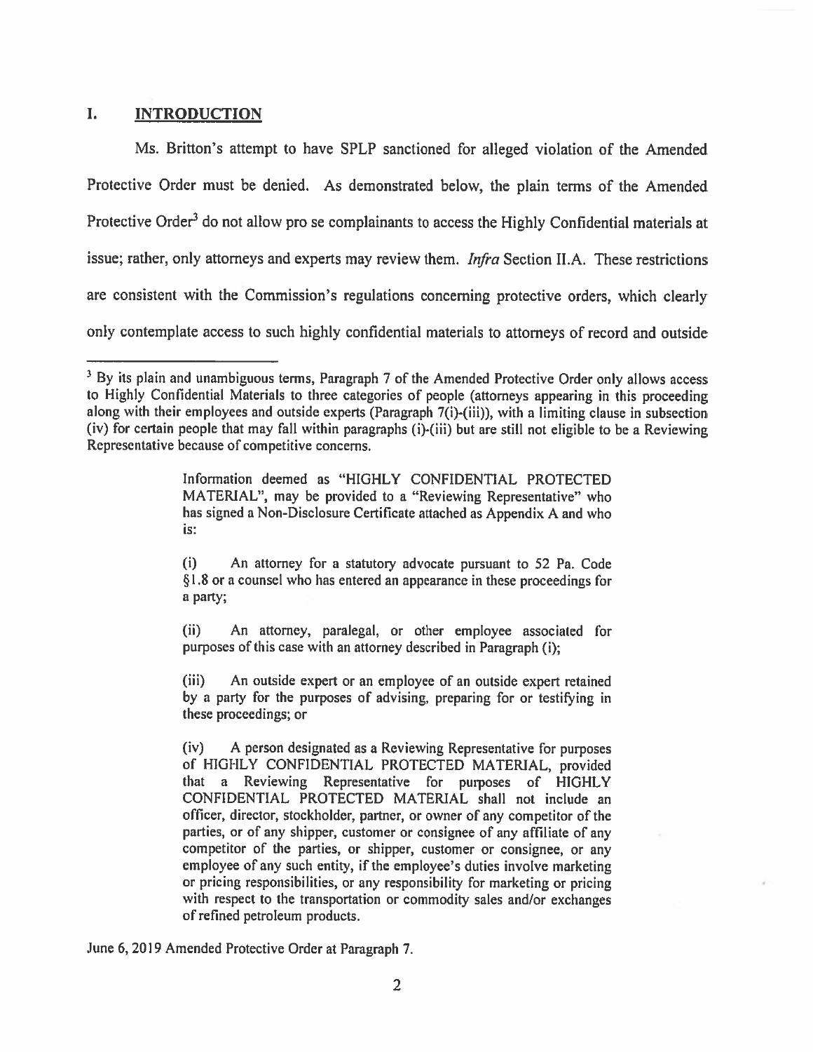## I. INTRODUCTION

Ms. Britton's attempt to have SPLP sanctioned for alleged violation of the Amended Protective Order must be denied. As demonstrated below, the plain terms of the Amended Protective Order[3] do not allow pro se complainants to access the Highly Confidential materials at issue; rather, only attorneys and experts may review them. *Infra* Section II.A. These restrictions are consistent with the Commission's regulations concerning protective orders, which clearly only contemplate access to such highly confidential materials to attorneys of record and outside

---

[3] By its plain and unambiguous terms, Paragraph 7 of the Amended Protective Order only allows access to Highly Confidential Materials to three categories of people (attorneys appearing in this proceeding along with their employees and outside experts (Paragraph 7(i)-(iii)), with a limiting clause in subsection (iv) for certain people that may fall within paragraphs (i)-(iii) but are still not eligible to be a Reviewing Representative because of competitive concerns.

> Information deemed as "HIGHLY CONFIDENTIAL PROTECTED MATERIAL", may be provided to a "Reviewing Representative" who has signed a Non-Disclosure Certificate attached as Appendix A and who is:
>
> (i) An attorney for a statutory advocate pursuant to 52 Pa. Code §1.8 or a counsel who has entered an appearance in these proceedings for a party;
>
> (ii) An attorney, paralegal, or other employee associated for purposes of this case with an attorney described in Paragraph (i);
>
> (iii) An outside expert or an employee of an outside expert retained by a party for the purposes of advising, preparing for or testifying in these proceedings; or
>
> (iv) A person designated as a Reviewing Representative for purposes of HIGHLY CONFIDENTIAL PROTECTED MATERIAL, provided that a Reviewing Representative for purposes of HIGHLY CONFIDENTIAL PROTECTED MATERIAL shall not include an officer, director, stockholder, partner, or owner of any competitor of the parties, or of any shipper, customer or consignee of any affiliate of any competitor of the parties, or shipper, customer or consignee, or any employee of any such entity, if the employee's duties involve marketing or pricing responsibilities, or any responsibility for marketing or pricing with respect to the transportation or commodity sales and/or exchanges of refined petroleum products.

June 6, 2019 Amended Protective Order at Paragraph 7.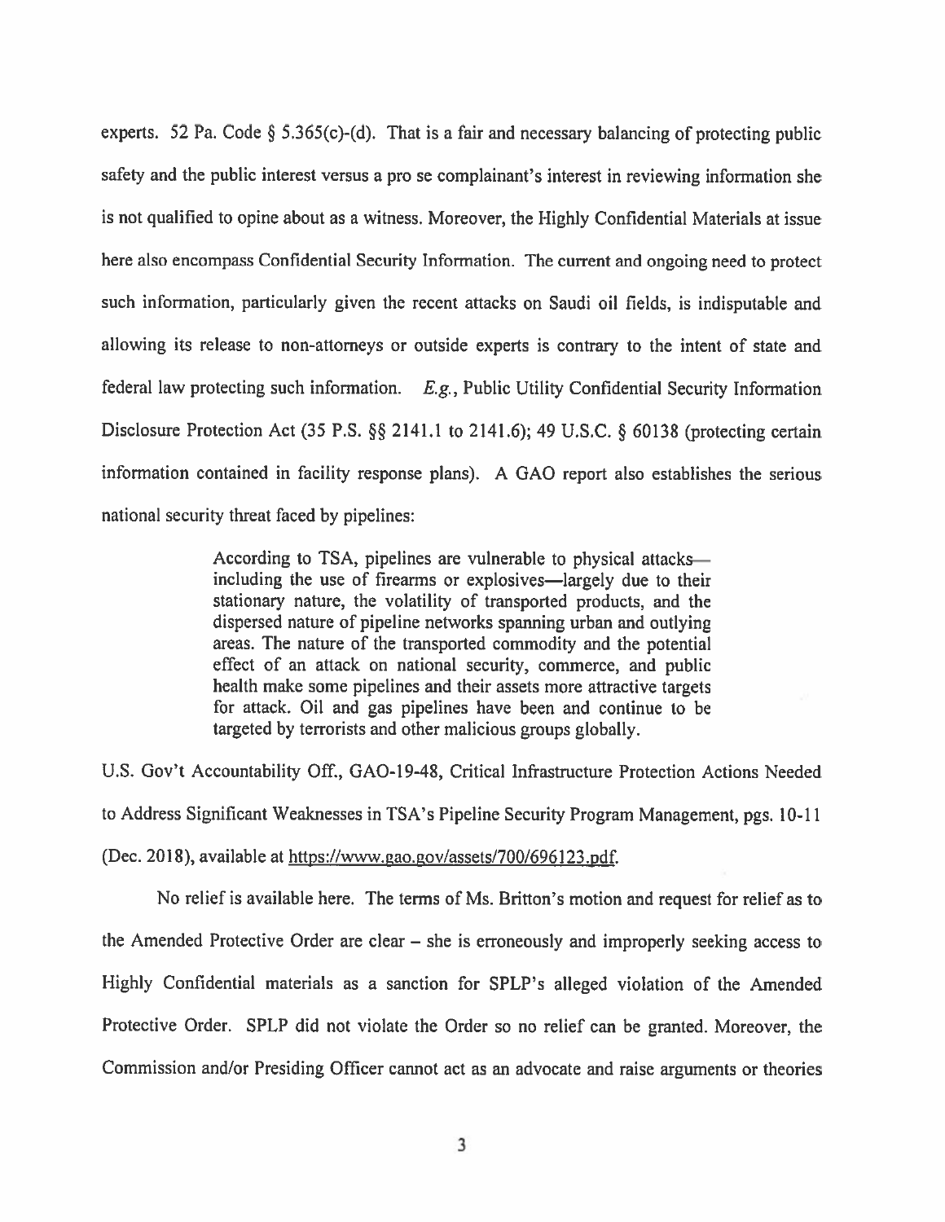experts. 52 Pa. Code § 5.365(c)-(d). That is a fair and necessary balancing of protecting public safety and the public interest versus a pro se complainant's interest in reviewing information she is not qualified to opine about as a witness. Moreover, the Highly Confidential Materials at issue here also encompass Confidential Security Information. The current and ongoing need to protect such information, particularly given the recent attacks on Saudi oil fields, is indisputable and allowing its release to non-attorneys or outside experts is contrary to the intent of state and federal law protecting such information. *E.g.*, Public Utility Confidential Security Information Disclosure Protection Act (35 P.S. §§ 2141.1 to 2141.6); 49 U.S.C. § 60138 (protecting certain information contained in facility response plans). A GAO report also establishes the serious national security threat faced by pipelines:

> According to TSA, pipelines are vulnerable to physical attacks—including the use of firearms or explosives—largely due to their stationary nature, the volatility of transported products, and the dispersed nature of pipeline networks spanning urban and outlying areas. The nature of the transported commodity and the potential effect of an attack on national security, commerce, and public health make some pipelines and their assets more attractive targets for attack. Oil and gas pipelines have been and continue to be targeted by terrorists and other malicious groups globally.

U.S. Gov't Accountability Off., GAO-19-48, Critical Infrastructure Protection Actions Needed to Address Significant Weaknesses in TSA's Pipeline Security Program Management, pgs. 10-11 (Dec. 2018), available at https://www.gao.gov/assets/700/696123.pdf.

No relief is available here. The terms of Ms. Britton's motion and request for relief as to the Amended Protective Order are clear – she is erroneously and improperly seeking access to Highly Confidential materials as a sanction for SPLP's alleged violation of the Amended Protective Order. SPLP did not violate the Order so no relief can be granted. Moreover, the Commission and/or Presiding Officer cannot act as an advocate and raise arguments or theories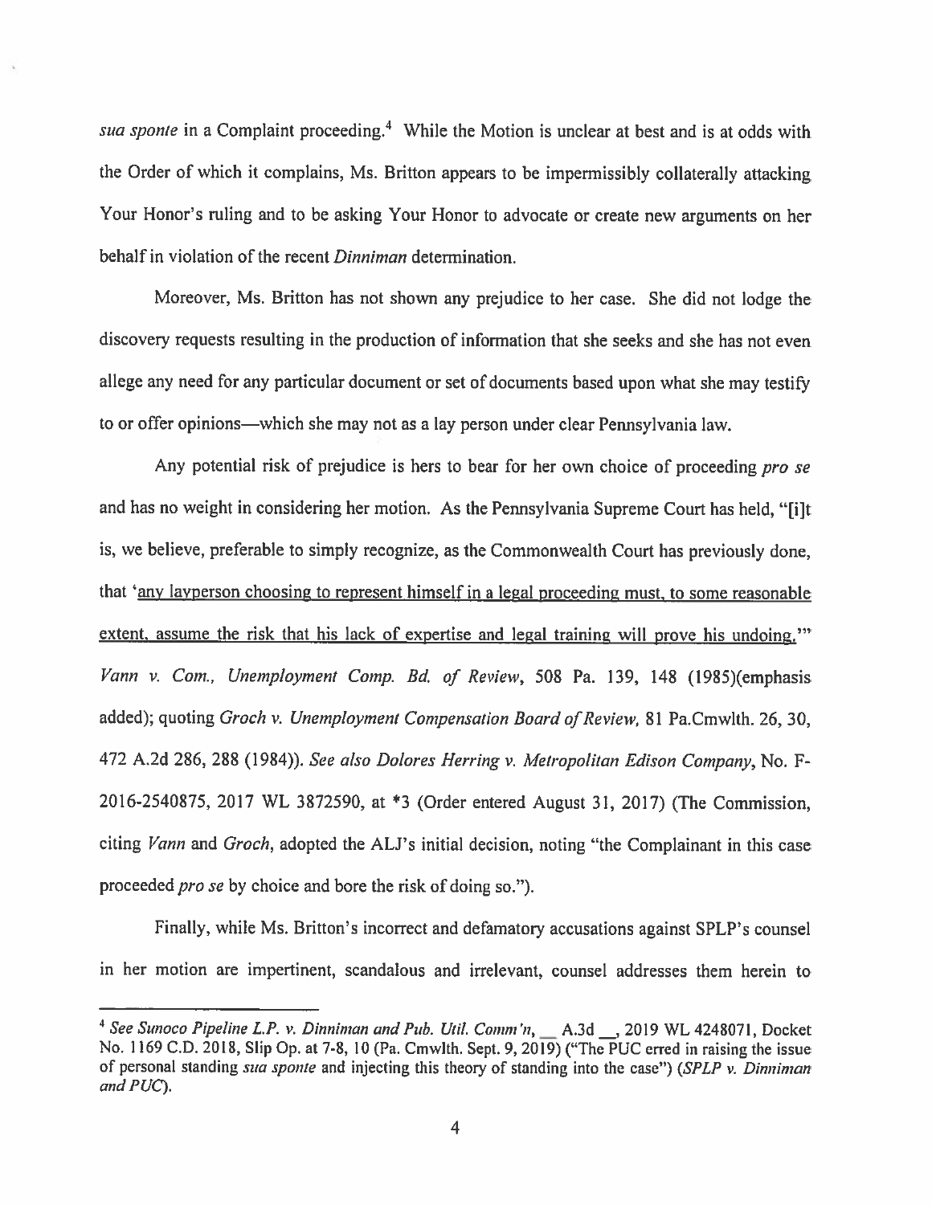*sua sponte* in a Complaint proceeding.[4] While the Motion is unclear at best and is at odds with the Order of which it complains, Ms. Britton appears to be impermissibly collaterally attacking Your Honor's ruling and to be asking Your Honor to advocate or create new arguments on her behalf in violation of the recent *Dinniman* determination.

Moreover, Ms. Britton has not shown any prejudice to her case. She did not lodge the discovery requests resulting in the production of information that she seeks and she has not even allege any need for any particular document or set of documents based upon what she may testify to or offer opinions—which she may not as a lay person under clear Pennsylvania law.

Any potential risk of prejudice is hers to bear for her own choice of proceeding *pro se* and has no weight in considering her motion. As the Pennsylvania Supreme Court has held, "[i]t is, we believe, preferable to simply recognize, as the Commonwealth Court has previously done, that '<u>any layperson choosing to represent himself in a legal proceeding must, to some reasonable extent, assume the risk that his lack of expertise and legal training will prove his undoing.</u>'" *Vann v. Com., Unemployment Comp. Bd. of Review*, 508 Pa. 139, 148 (1985)(emphasis added); quoting *Groch v. Unemployment Compensation Board of Review*, 81 Pa.Cmwlth. 26, 30, 472 A.2d 286, 288 (1984)). *See also Dolores Herring v. Metropolitan Edison Company*, No. F-2016-2540875, 2017 WL 3872590, at *3 (Order entered August 31, 2017) (The Commission, citing *Vann* and *Groch*, adopted the ALJ's initial decision, noting "the Complainant in this case proceeded *pro se* by choice and bore the risk of doing so.").

Finally, while Ms. Britton's incorrect and defamatory accusations against SPLP's counsel in her motion are impertinent, scandalous and irrelevant, counsel addresses them herein to

---

[4] *See Sunoco Pipeline L.P. v. Dinniman and Pub. Util. Comm'n*, __ A.3d __, 2019 WL 4248071, Docket No. 1169 C.D. 2018, Slip Op. at 7-8, 10 (Pa. Cmwlth. Sept. 9, 2019) ("The PUC erred in raising the issue of personal standing *sua sponte* and injecting this theory of standing into the case") (*SPLP v. Dinniman and PUC*).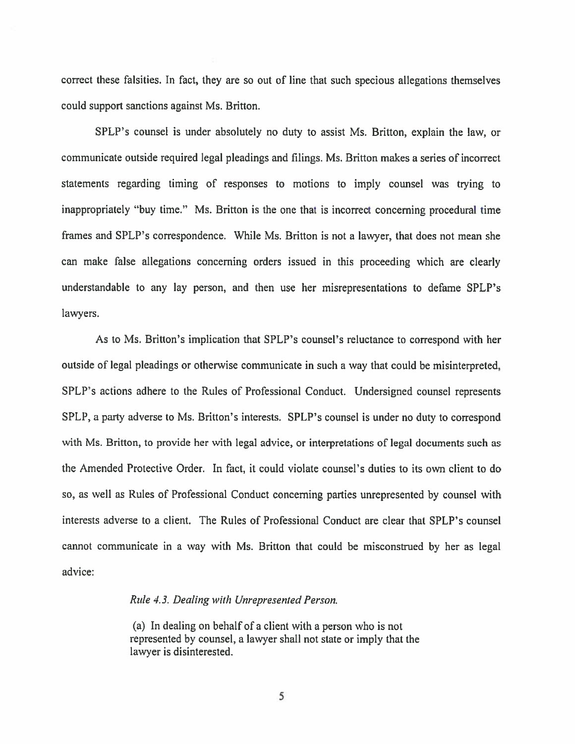correct these falsities. In fact, they are so out of line that such specious allegations themselves could support sanctions against Ms. Britton.

SPLP's counsel is under absolutely no duty to assist Ms. Britton, explain the law, or communicate outside required legal pleadings and filings. Ms. Britton makes a series of incorrect statements regarding timing of responses to motions to imply counsel was trying to inappropriately "buy time." Ms. Britton is the one that is incorrect concerning procedural time frames and SPLP's correspondence. While Ms. Britton is not a lawyer, that does not mean she can make false allegations concerning orders issued in this proceeding which are clearly understandable to any lay person, and then use her misrepresentations to defame SPLP's lawyers.

As to Ms. Britton's implication that SPLP's counsel's reluctance to correspond with her outside of legal pleadings or otherwise communicate in such a way that could be misinterpreted, SPLP's actions adhere to the Rules of Professional Conduct. Undersigned counsel represents SPLP, a party adverse to Ms. Britton's interests. SPLP's counsel is under no duty to correspond with Ms. Britton, to provide her with legal advice, or interpretations of legal documents such as the Amended Protective Order. In fact, it could violate counsel's duties to its own client to do so, as well as Rules of Professional Conduct concerning parties unrepresented by counsel with interests adverse to a client. The Rules of Professional Conduct are clear that SPLP's counsel cannot communicate in a way with Ms. Britton that could be misconstrued by her as legal advice:

> *Rule 4.3. Dealing with Unrepresented Person.*
>
> (a) In dealing on behalf of a client with a person who is not represented by counsel, a lawyer shall not state or imply that the lawyer is disinterested.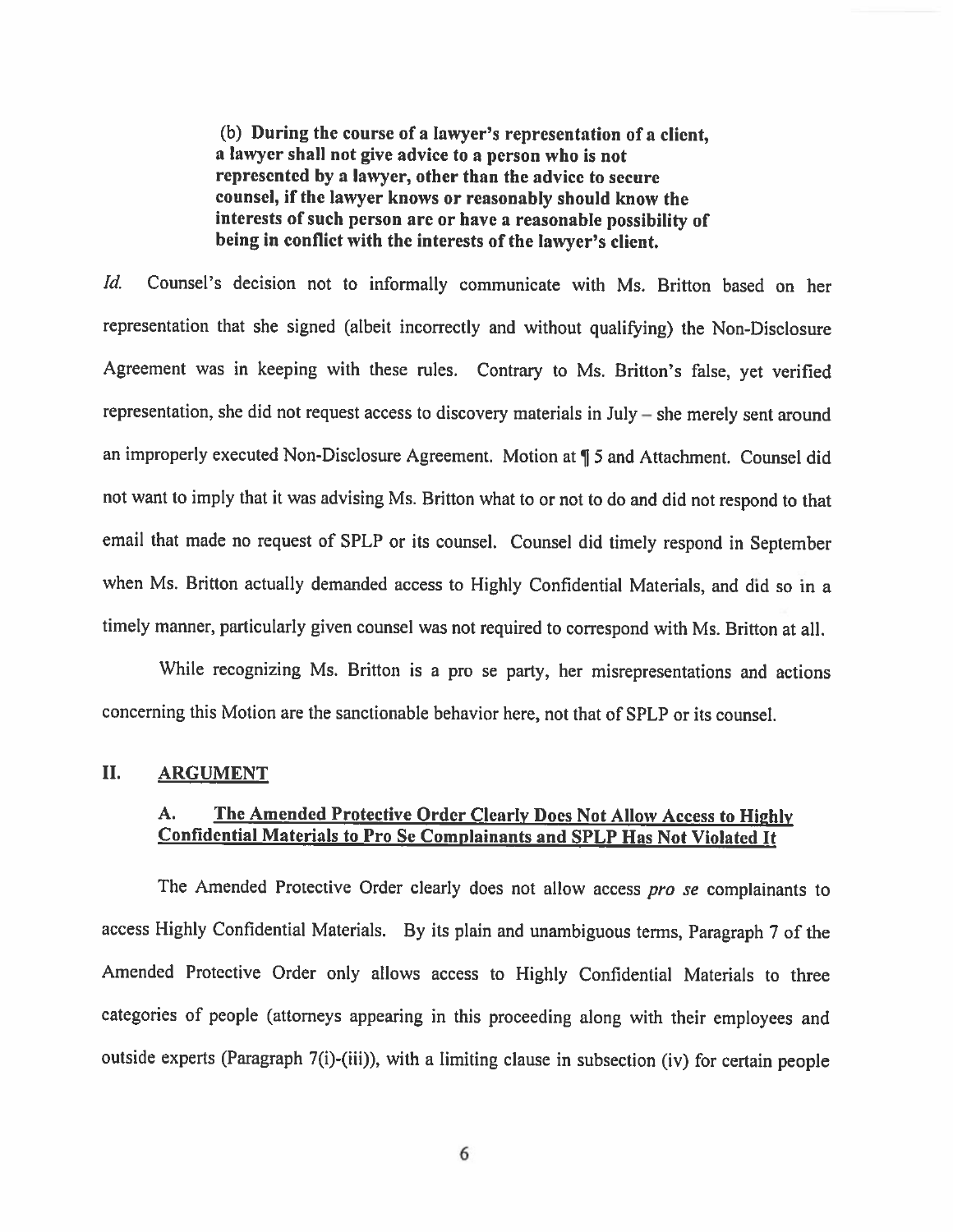> **(b) During the course of a lawyer's representation of a client, a lawyer shall not give advice to a person who is not represented by a lawyer, other than the advice to secure counsel, if the lawyer knows or reasonably should know the interests of such person are or have a reasonable possibility of being in conflict with the interests of the lawyer's client.**

*Id.* Counsel's decision not to informally communicate with Ms. Britton based on her representation that she signed (albeit incorrectly and without qualifying) the Non-Disclosure Agreement was in keeping with these rules. Contrary to Ms. Britton's false, yet verified representation, she did not request access to discovery materials in July – she merely sent around an improperly executed Non-Disclosure Agreement. Motion at ¶ 5 and Attachment. Counsel did not want to imply that it was advising Ms. Britton what to or not to do and did not respond to that email that made no request of SPLP or its counsel. Counsel did timely respond in September when Ms. Britton actually demanded access to Highly Confidential Materials, and did so in a timely manner, particularly given counsel was not required to correspond with Ms. Britton at all.

While recognizing Ms. Britton is a pro se party, her misrepresentations and actions concerning this Motion are the sanctionable behavior here, not that of SPLP or its counsel.

## II. ARGUMENT

### A. The Amended Protective Order Clearly Does Not Allow Access to Highly Confidential Materials to Pro Se Complainants and SPLP Has Not Violated It

The Amended Protective Order clearly does not allow access *pro se* complainants to access Highly Confidential Materials. By its plain and unambiguous terms, Paragraph 7 of the Amended Protective Order only allows access to Highly Confidential Materials to three categories of people (attorneys appearing in this proceeding along with their employees and outside experts (Paragraph 7(i)-(iii)), with a limiting clause in subsection (iv) for certain people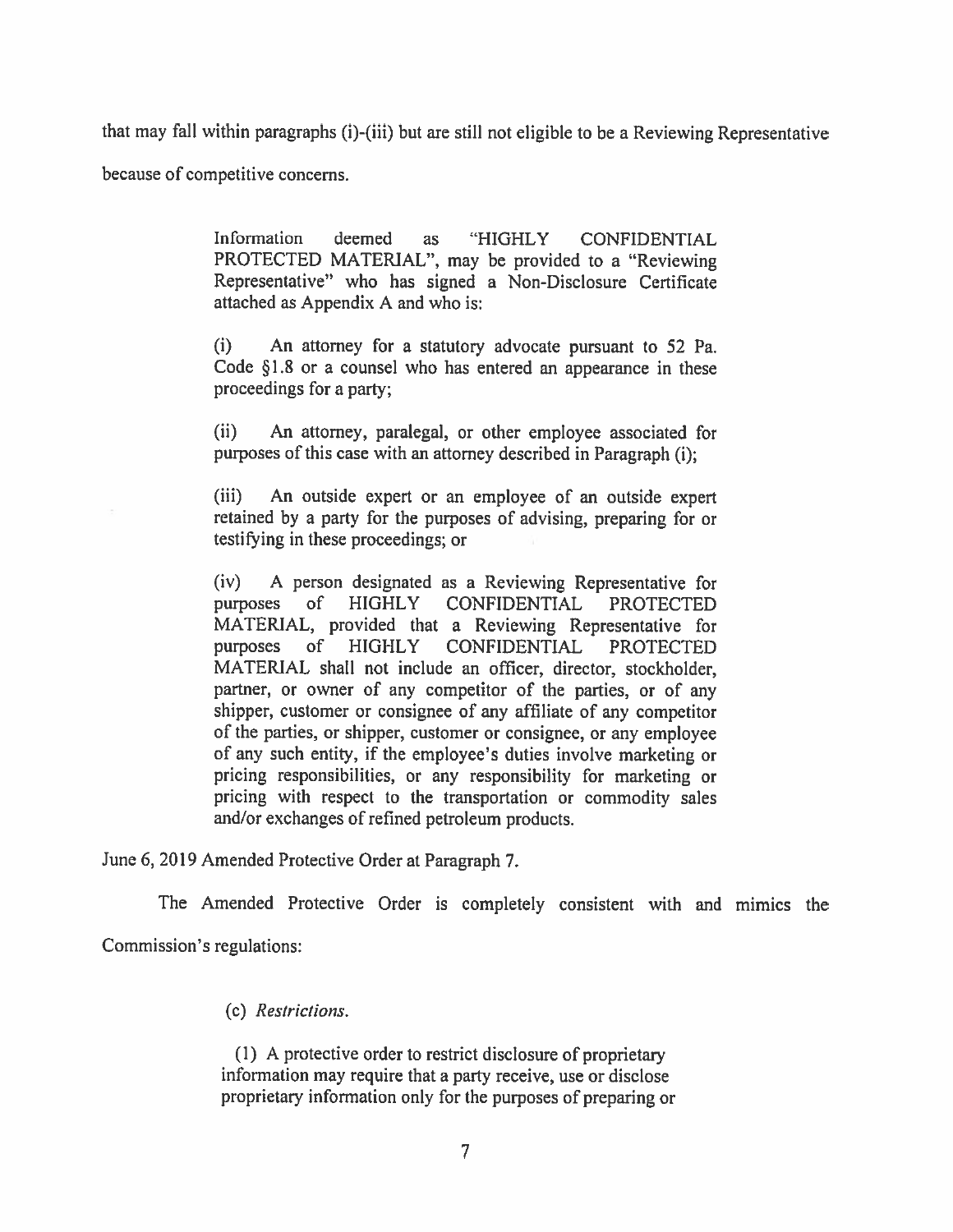that may fall within paragraphs (i)-(iii) but are still not eligible to be a Reviewing Representative because of competitive concerns.

> Information deemed as "HIGHLY CONFIDENTIAL PROTECTED MATERIAL", may be provided to a "Reviewing Representative" who has signed a Non-Disclosure Certificate attached as Appendix A and who is:
>
> (i) An attorney for a statutory advocate pursuant to 52 Pa. Code §1.8 or a counsel who has entered an appearance in these proceedings for a party;
>
> (ii) An attorney, paralegal, or other employee associated for purposes of this case with an attorney described in Paragraph (i);
>
> (iii) An outside expert or an employee of an outside expert retained by a party for the purposes of advising, preparing for or testifying in these proceedings; or
>
> (iv) A person designated as a Reviewing Representative for purposes of HIGHLY CONFIDENTIAL PROTECTED MATERIAL, provided that a Reviewing Representative for purposes of HIGHLY CONFIDENTIAL PROTECTED MATERIAL shall not include an officer, director, stockholder, partner, or owner of any competitor of the parties, or of any shipper, customer or consignee of any affiliate of any competitor of the parties, or shipper, customer or consignee, or any employee of any such entity, if the employee's duties involve marketing or pricing responsibilities, or any responsibility for marketing or pricing with respect to the transportation or commodity sales and/or exchanges of refined petroleum products.

June 6, 2019 Amended Protective Order at Paragraph 7.

The Amended Protective Order is completely consistent with and mimics the Commission's regulations:

> (c) *Restrictions.*
>
> (1) A protective order to restrict disclosure of proprietary information may require that a party receive, use or disclose proprietary information only for the purposes of preparing or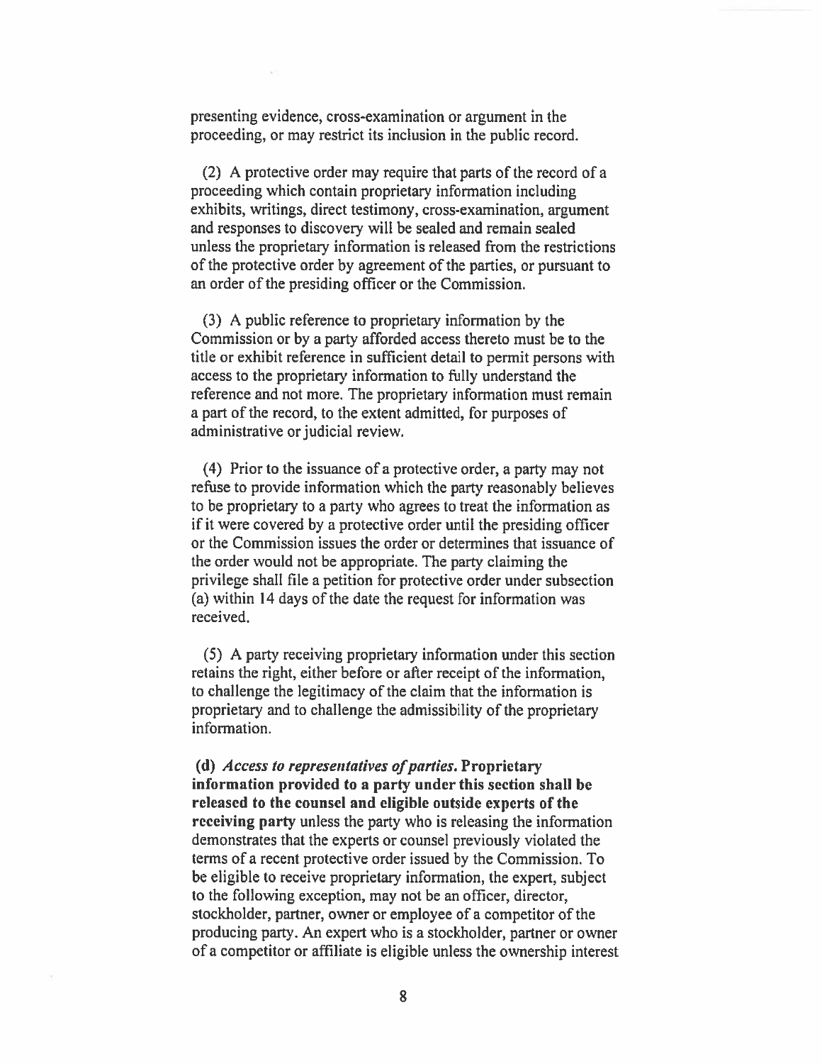presenting evidence, cross-examination or argument in the proceeding, or may restrict its inclusion in the public record.

(2) A protective order may require that parts of the record of a proceeding which contain proprietary information including exhibits, writings, direct testimony, cross-examination, argument and responses to discovery will be sealed and remain sealed unless the proprietary information is released from the restrictions of the protective order by agreement of the parties, or pursuant to an order of the presiding officer or the Commission.

(3) A public reference to proprietary information by the Commission or by a party afforded access thereto must be to the title or exhibit reference in sufficient detail to permit persons with access to the proprietary information to fully understand the reference and not more. The proprietary information must remain a part of the record, to the extent admitted, for purposes of administrative or judicial review.

(4) Prior to the issuance of a protective order, a party may not refuse to provide information which the party reasonably believes to be proprietary to a party who agrees to treat the information as if it were covered by a protective order until the presiding officer or the Commission issues the order or determines that issuance of the order would not be appropriate. The party claiming the privilege shall file a petition for protective order under subsection (a) within 14 days of the date the request for information was received.

(5) A party receiving proprietary information under this section retains the right, either before or after receipt of the information, to challenge the legitimacy of the claim that the information is proprietary and to challenge the admissibility of the proprietary information.

**(d)** ***Access to representatives of parties.*** **Proprietary information provided to a party under this section shall be released to the counsel and eligible outside experts of the receiving party** unless the party who is releasing the information demonstrates that the experts or counsel previously violated the terms of a recent protective order issued by the Commission. To be eligible to receive proprietary information, the expert, subject to the following exception, may not be an officer, director, stockholder, partner, owner or employee of a competitor of the producing party. An expert who is a stockholder, partner or owner of a competitor or affiliate is eligible unless the ownership interest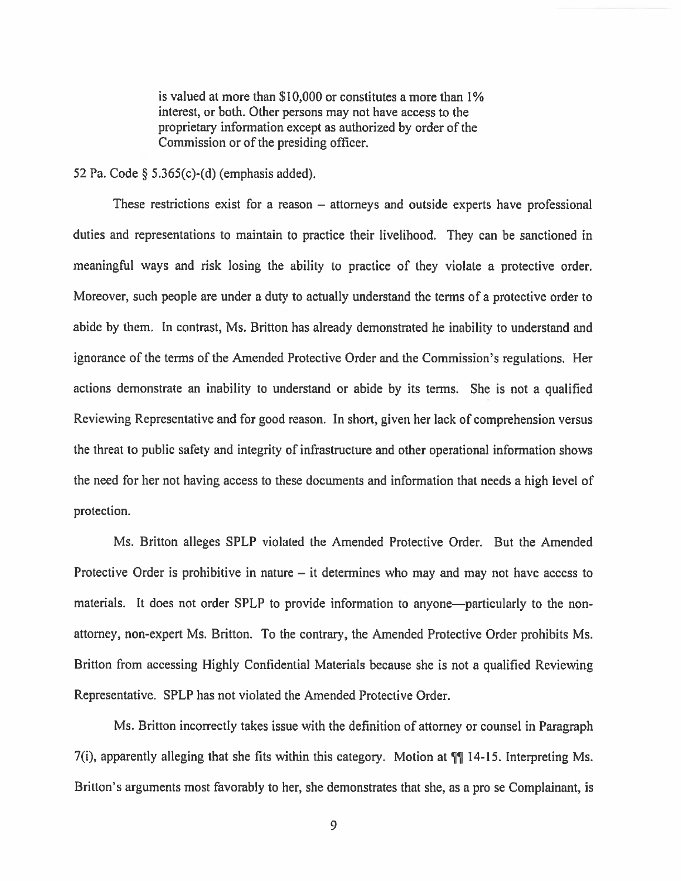> is valued at more than $10,000 or constitutes a more than 1% interest, or both. Other persons may not have access to the proprietary information except as authorized by order of the Commission or of the presiding officer.

52 Pa. Code § 5.365(c)-(d) (emphasis added).

These restrictions exist for a reason – attorneys and outside experts have professional duties and representations to maintain to practice their livelihood. They can be sanctioned in meaningful ways and risk losing the ability to practice of they violate a protective order. Moreover, such people are under a duty to actually understand the terms of a protective order to abide by them. In contrast, Ms. Britton has already demonstrated he inability to understand and ignorance of the terms of the Amended Protective Order and the Commission's regulations. Her actions demonstrate an inability to understand or abide by its terms. She is not a qualified Reviewing Representative and for good reason. In short, given her lack of comprehension versus the threat to public safety and integrity of infrastructure and other operational information shows the need for her not having access to these documents and information that needs a high level of protection.

Ms. Britton alleges SPLP violated the Amended Protective Order. But the Amended Protective Order is prohibitive in nature – it determines who may and may not have access to materials. It does not order SPLP to provide information to anyone—particularly to the non-attorney, non-expert Ms. Britton. To the contrary, the Amended Protective Order prohibits Ms. Britton from accessing Highly Confidential Materials because she is not a qualified Reviewing Representative. SPLP has not violated the Amended Protective Order.

Ms. Britton incorrectly takes issue with the definition of attorney or counsel in Paragraph 7(i), apparently alleging that she fits within this category. Motion at ¶¶ 14-15. Interpreting Ms. Britton's arguments most favorably to her, she demonstrates that she, as a pro se Complainant, is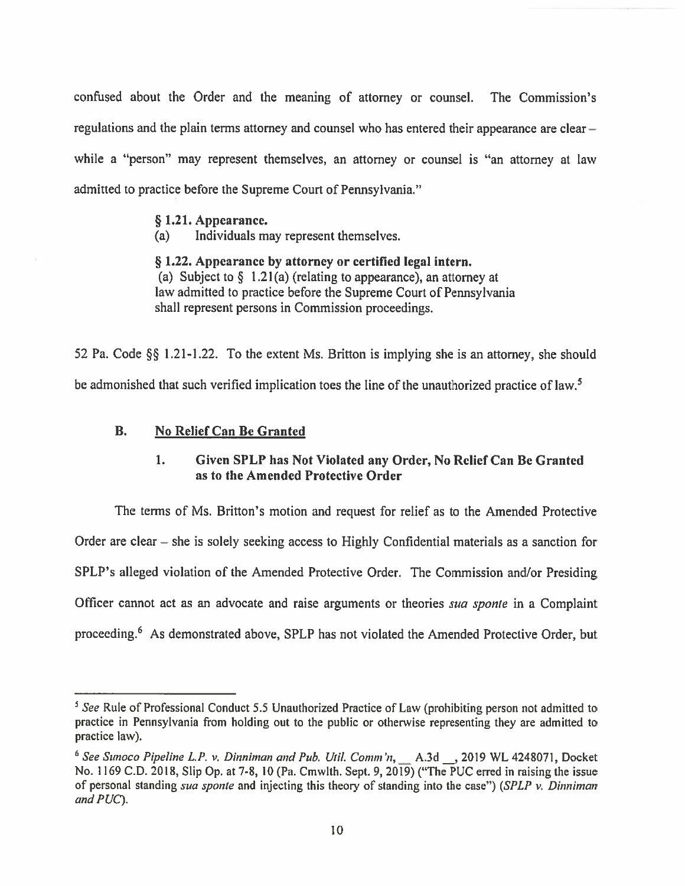confused about the Order and the meaning of attorney or counsel. The Commission's regulations and the plain terms attorney and counsel who has entered their appearance are clear – while a "person" may represent themselves, an attorney or counsel is "an attorney at law admitted to practice before the Supreme Court of Pennsylvania."

> **§ 1.21. Appearance.**
> (a) Individuals may represent themselves.
>
> **§ 1.22. Appearance by attorney or certified legal intern.**
> (a) Subject to § 1.21(a) (relating to appearance), an attorney at law admitted to practice before the Supreme Court of Pennsylvania shall represent persons in Commission proceedings.

52 Pa. Code §§ 1.21-1.22. To the extent Ms. Britton is implying she is an attorney, she should be admonished that such verified implication toes the line of the unauthorized practice of law.[5]

### B. <u>No Relief Can Be Granted</u>

#### 1. Given SPLP has Not Violated any Order, No Relief Can Be Granted as to the Amended Protective Order

The terms of Ms. Britton's motion and request for relief as to the Amended Protective Order are clear – she is solely seeking access to Highly Confidential materials as a sanction for SPLP's alleged violation of the Amended Protective Order. The Commission and/or Presiding Officer cannot act as an advocate and raise arguments or theories *sua sponte* in a Complaint proceeding.[6] As demonstrated above, SPLP has not violated the Amended Protective Order, but

---

[5] *See* Rule of Professional Conduct 5.5 Unauthorized Practice of Law (prohibiting person not admitted to practice in Pennsylvania from holding out to the public or otherwise representing they are admitted to practice law).

[6] *See Sunoco Pipeline L.P. v. Dinniman and Pub. Util. Comm'n*, \_\_ A.3d \_\_, 2019 WL 4248071, Docket No. 1169 C.D. 2018, Slip Op. at 7-8, 10 (Pa. Cmwlth. Sept. 9, 2019) ("The PUC erred in raising the issue of personal standing *sua sponte* and injecting this theory of standing into the case") (*SPLP v. Dinniman and PUC*).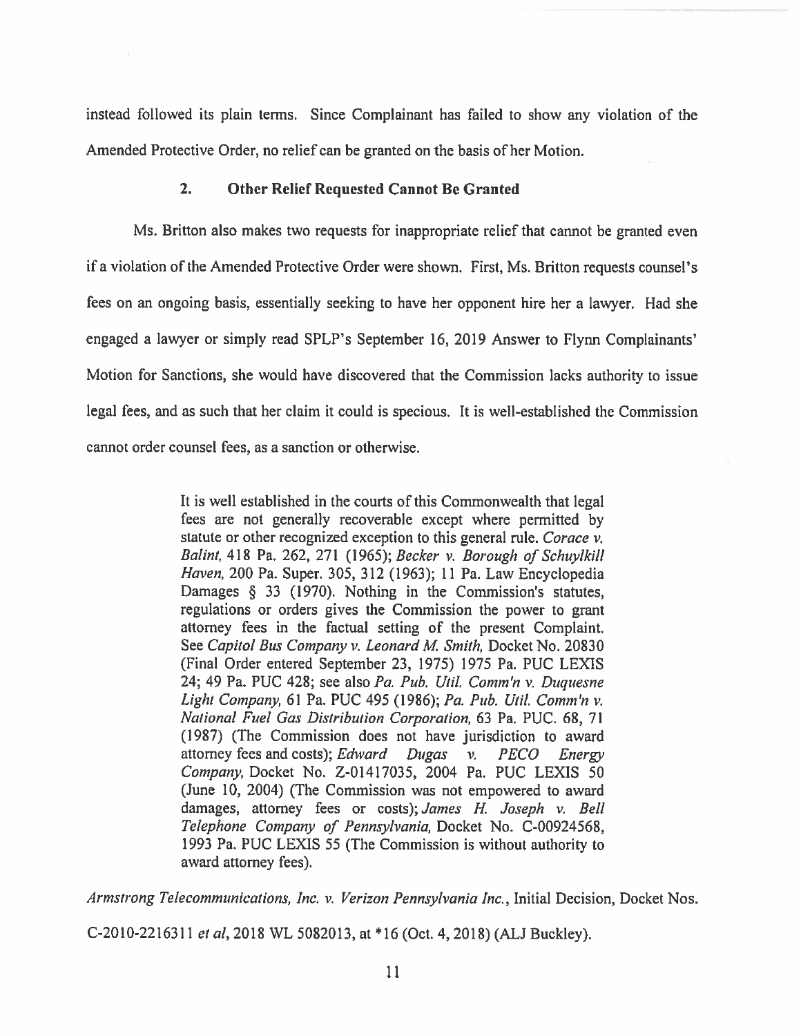instead followed its plain terms. Since Complainant has failed to show any violation of the Amended Protective Order, no relief can be granted on the basis of her Motion.

### 2. Other Relief Requested Cannot Be Granted

Ms. Britton also makes two requests for inappropriate relief that cannot be granted even if a violation of the Amended Protective Order were shown. First, Ms. Britton requests counsel's fees on an ongoing basis, essentially seeking to have her opponent hire her a lawyer. Had she engaged a lawyer or simply read SPLP's September 16, 2019 Answer to Flynn Complainants' Motion for Sanctions, she would have discovered that the Commission lacks authority to issue legal fees, and as such that her claim it could is specious. It is well-established the Commission cannot order counsel fees, as a sanction or otherwise.

> It is well established in the courts of this Commonwealth that legal fees are not generally recoverable except where permitted by statute or other recognized exception to this general rule. *Corace v. Balint,* 418 Pa. 262, 271 (1965); *Becker v. Borough of Schuylkill Haven,* 200 Pa. Super. 305, 312 (1963); 11 Pa. Law Encyclopedia Damages § 33 (1970). Nothing in the Commission's statutes, regulations or orders gives the Commission the power to grant attorney fees in the factual setting of the present Complaint. See *Capitol Bus Company v. Leonard M. Smith,* Docket No. 20830 (Final Order entered September 23, 1975) 1975 Pa. PUC LEXIS 24; 49 Pa. PUC 428; see also *Pa. Pub. Util. Comm'n v. Duquesne Light Company,* 61 Pa. PUC 495 (1986); *Pa. Pub. Util. Comm'n v. National Fuel Gas Distribution Corporation,* 63 Pa. PUC. 68, 71 (1987) (The Commission does not have jurisdiction to award attorney fees and costs); *Edward Dugas v. PECO Energy Company,* Docket No. Z-01417035, 2004 Pa. PUC LEXIS 50 (June 10, 2004) (The Commission was not empowered to award damages, attorney fees or costs); *James H. Joseph v. Bell Telephone Company of Pennsylvania,* Docket No. C-00924568, 1993 Pa. PUC LEXIS 55 (The Commission is without authority to award attorney fees).

*Armstrong Telecommunications, Inc. v. Verizon Pennsylvania Inc.*, Initial Decision, Docket Nos. C-2010-2216311 *et al*, 2018 WL 5082013, at *16 (Oct. 4, 2018) (ALJ Buckley).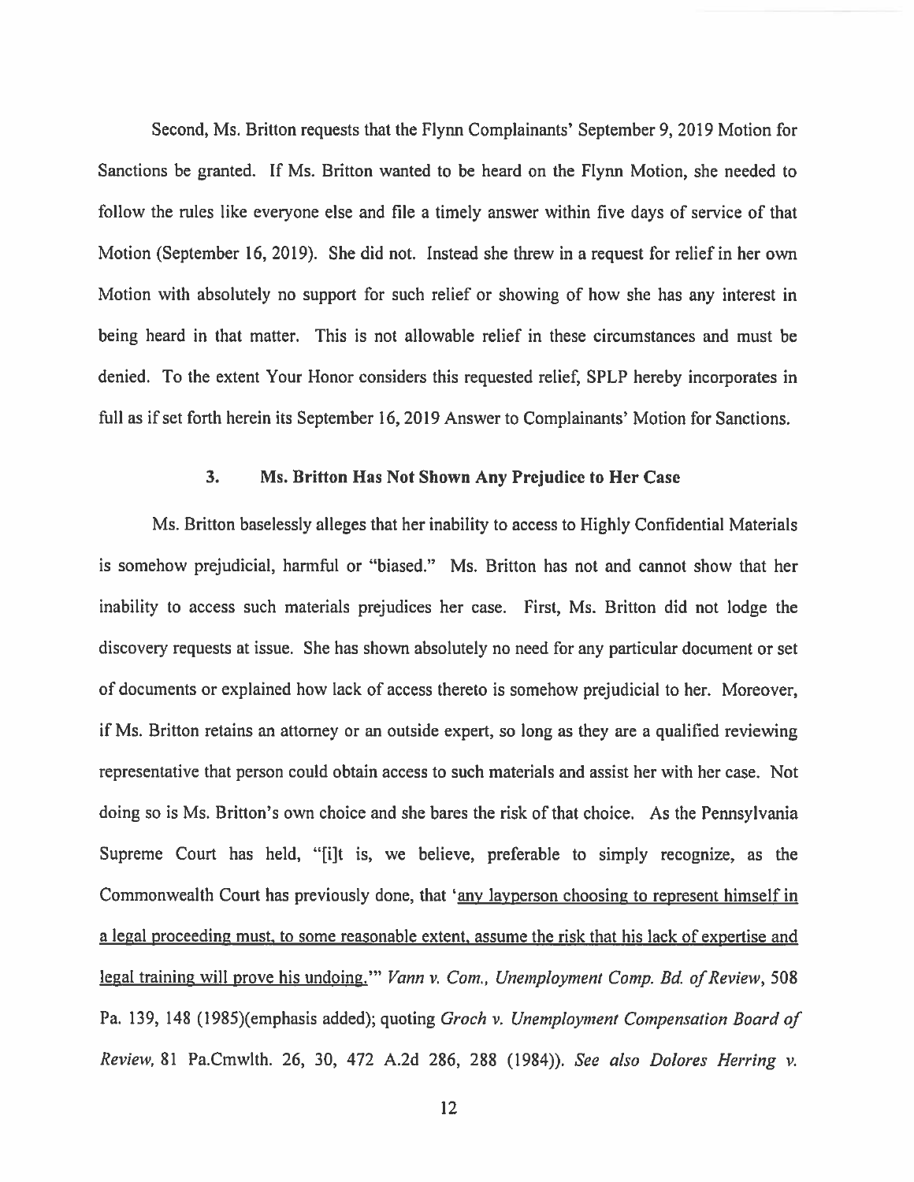Second, Ms. Britton requests that the Flynn Complainants' September 9, 2019 Motion for Sanctions be granted. If Ms. Britton wanted to be heard on the Flynn Motion, she needed to follow the rules like everyone else and file a timely answer within five days of service of that Motion (September 16, 2019). She did not. Instead she threw in a request for relief in her own Motion with absolutely no support for such relief or showing of how she has any interest in being heard in that matter. This is not allowable relief in these circumstances and must be denied. To the extent Your Honor considers this requested relief, SPLP hereby incorporates in full as if set forth herein its September 16, 2019 Answer to Complainants' Motion for Sanctions.

### 3. Ms. Britton Has Not Shown Any Prejudice to Her Case

Ms. Britton baselessly alleges that her inability to access to Highly Confidential Materials is somehow prejudicial, harmful or "biased." Ms. Britton has not and cannot show that her inability to access such materials prejudices her case. First, Ms. Britton did not lodge the discovery requests at issue. She has shown absolutely no need for any particular document or set of documents or explained how lack of access thereto is somehow prejudicial to her. Moreover, if Ms. Britton retains an attorney or an outside expert, so long as they are a qualified reviewing representative that person could obtain access to such materials and assist her with her case. Not doing so is Ms. Britton's own choice and she bares the risk of that choice. As the Pennsylvania Supreme Court has held, "[i]t is, we believe, preferable to simply recognize, as the Commonwealth Court has previously done, that '<u>any layperson choosing to represent himself in a legal proceeding must, to some reasonable extent, assume the risk that his lack of expertise and legal training will prove his undoing.</u>'" *Vann v. Com., Unemployment Comp. Bd. of Review*, 508 Pa. 139, 148 (1985)(emphasis added); quoting *Groch v. Unemployment Compensation Board of Review*, 81 Pa.Cmwlth. 26, 30, 472 A.2d 286, 288 (1984)). *See also Dolores Herring v.*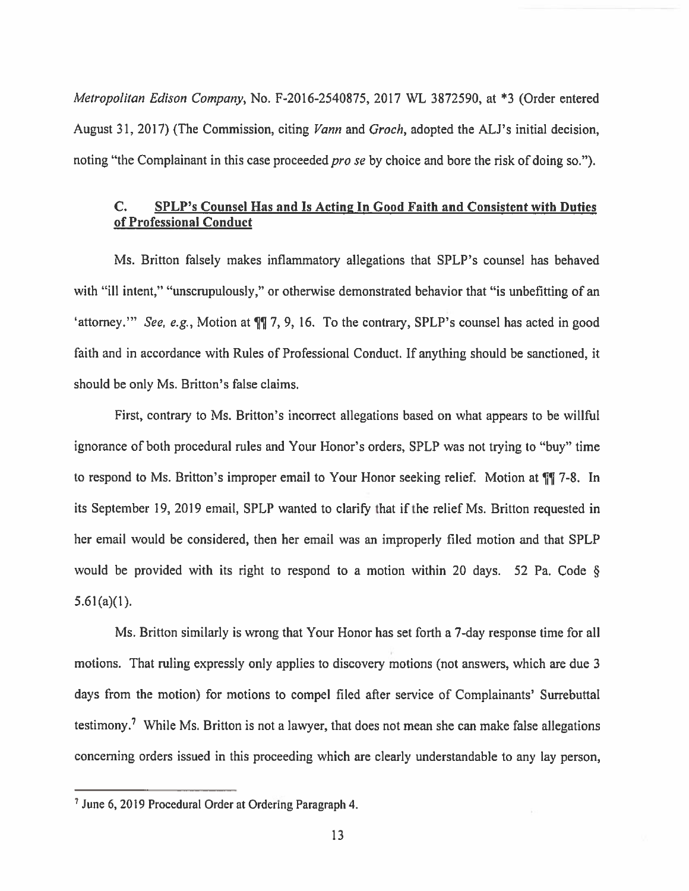*Metropolitan Edison Company*, No. F-2016-2540875, 2017 WL 3872590, at *3 (Order entered August 31, 2017) (The Commission, citing *Vann* and *Groch*, adopted the ALJ's initial decision, noting "the Complainant in this case proceeded *pro se* by choice and bore the risk of doing so.").

### C. SPLP's Counsel Has and Is Acting In Good Faith and Consistent with Duties of Professional Conduct

Ms. Britton falsely makes inflammatory allegations that SPLP's counsel has behaved with "ill intent," "unscrupulously," or otherwise demonstrated behavior that "is unbefitting of an 'attorney.'" *See, e.g.*, Motion at ¶¶ 7, 9, 16. To the contrary, SPLP's counsel has acted in good faith and in accordance with Rules of Professional Conduct. If anything should be sanctioned, it should be only Ms. Britton's false claims.

First, contrary to Ms. Britton's incorrect allegations based on what appears to be willful ignorance of both procedural rules and Your Honor's orders, SPLP was not trying to "buy" time to respond to Ms. Britton's improper email to Your Honor seeking relief. Motion at ¶¶ 7-8. In its September 19, 2019 email, SPLP wanted to clarify that if the relief Ms. Britton requested in her email would be considered, then her email was an improperly filed motion and that SPLP would be provided with its right to respond to a motion within 20 days. 52 Pa. Code § 5.61(a)(1).

Ms. Britton similarly is wrong that Your Honor has set forth a 7-day response time for all motions. That ruling expressly only applies to discovery motions (not answers, which are due 3 days from the motion) for motions to compel filed after service of Complainants' Surrebuttal testimony.[7] While Ms. Britton is not a lawyer, that does not mean she can make false allegations concerning orders issued in this proceeding which are clearly understandable to any lay person,

---

[7] June 6, 2019 Procedural Order at Ordering Paragraph 4.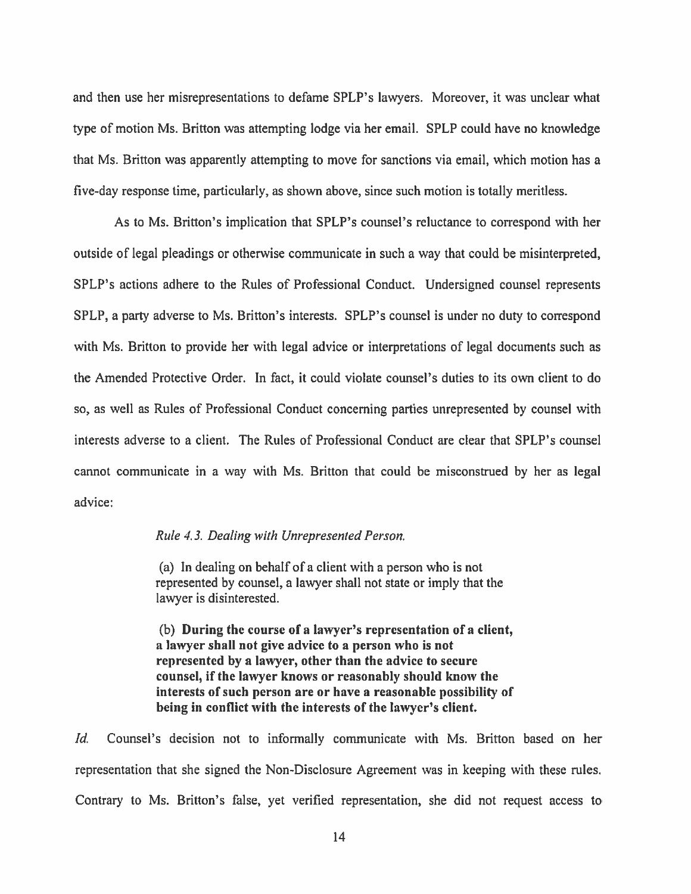and then use her misrepresentations to defame SPLP's lawyers. Moreover, it was unclear what type of motion Ms. Britton was attempting lodge via her email. SPLP could have no knowledge that Ms. Britton was apparently attempting to move for sanctions via email, which motion has a five-day response time, particularly, as shown above, since such motion is totally meritless.

As to Ms. Britton's implication that SPLP's counsel's reluctance to correspond with her outside of legal pleadings or otherwise communicate in such a way that could be misinterpreted, SPLP's actions adhere to the Rules of Professional Conduct. Undersigned counsel represents SPLP, a party adverse to Ms. Britton's interests. SPLP's counsel is under no duty to correspond with Ms. Britton to provide her with legal advice or interpretations of legal documents such as the Amended Protective Order. In fact, it could violate counsel's duties to its own client to do so, as well as Rules of Professional Conduct concerning parties unrepresented by counsel with interests adverse to a client. The Rules of Professional Conduct are clear that SPLP's counsel cannot communicate in a way with Ms. Britton that could be misconstrued by her as legal advice:

> *Rule 4.3. Dealing with Unrepresented Person.*
>
> (a) In dealing on behalf of a client with a person who is not represented by counsel, a lawyer shall not state or imply that the lawyer is disinterested.
>
> (b) **During the course of a lawyer's representation of a client, a lawyer shall not give advice to a person who is not represented by a lawyer, other than the advice to secure counsel, if the lawyer knows or reasonably should know the interests of such person are or have a reasonable possibility of being in conflict with the interests of the lawyer's client.**

*Id.* Counsel's decision not to informally communicate with Ms. Britton based on her representation that she signed the Non-Disclosure Agreement was in keeping with these rules. Contrary to Ms. Britton's false, yet verified representation, she did not request access to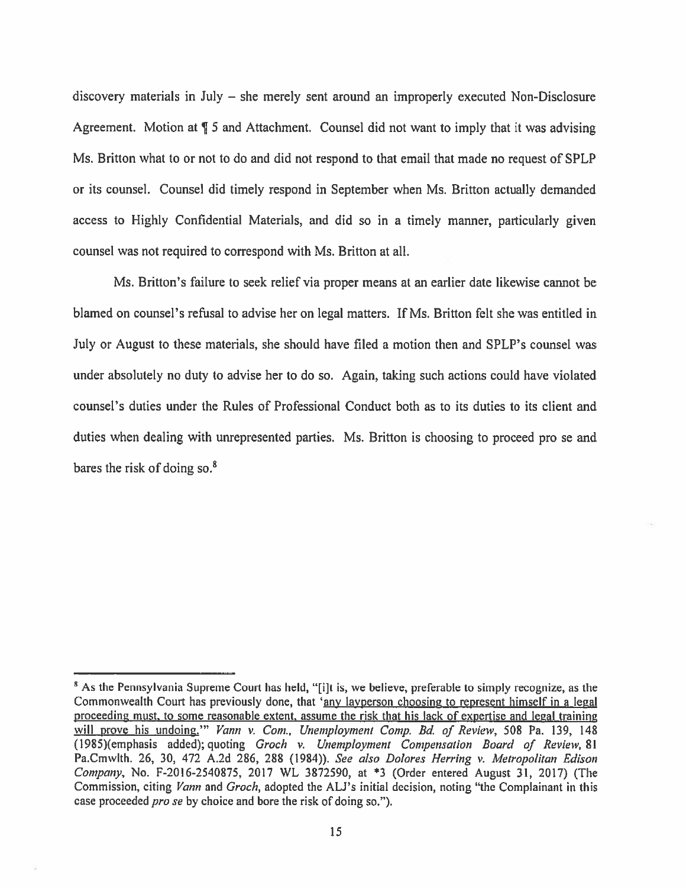discovery materials in July – she merely sent around an improperly executed Non-Disclosure Agreement. Motion at ¶ 5 and Attachment. Counsel did not want to imply that it was advising Ms. Britton what to or not to do and did not respond to that email that made no request of SPLP or its counsel. Counsel did timely respond in September when Ms. Britton actually demanded access to Highly Confidential Materials, and did so in a timely manner, particularly given counsel was not required to correspond with Ms. Britton at all.

Ms. Britton's failure to seek relief via proper means at an earlier date likewise cannot be blamed on counsel's refusal to advise her on legal matters. If Ms. Britton felt she was entitled in July or August to these materials, she should have filed a motion then and SPLP's counsel was under absolutely no duty to advise her to do so. Again, taking such actions could have violated counsel's duties under the Rules of Professional Conduct both as to its duties to its client and duties when dealing with unrepresented parties. Ms. Britton is choosing to proceed pro se and bares the risk of doing so.[8]

---

[8] As the Pennsylvania Supreme Court has held, "[i]t is, we believe, preferable to simply recognize, as the Commonwealth Court has previously done, that '<u>any layperson choosing to represent himself in a legal proceeding must, to some reasonable extent, assume the risk that his lack of expertise and legal training will prove his undoing.</u>'" *Vann v. Com., Unemployment Comp. Bd. of Review*, 508 Pa. 139, 148 (1985)(emphasis added); quoting *Groch v. Unemployment Compensation Board of Review*, 81 Pa.Cmwlth. 26, 30, 472 A.2d 286, 288 (1984)). *See also Dolores Herring v. Metropolitan Edison Company*, No. F-2016-2540875, 2017 WL 3872590, at *3 (Order entered August 31, 2017) (The Commission, citing *Vann* and *Groch*, adopted the ALJ's initial decision, noting "the Complainant in this case proceeded *pro se* by choice and bore the risk of doing so.").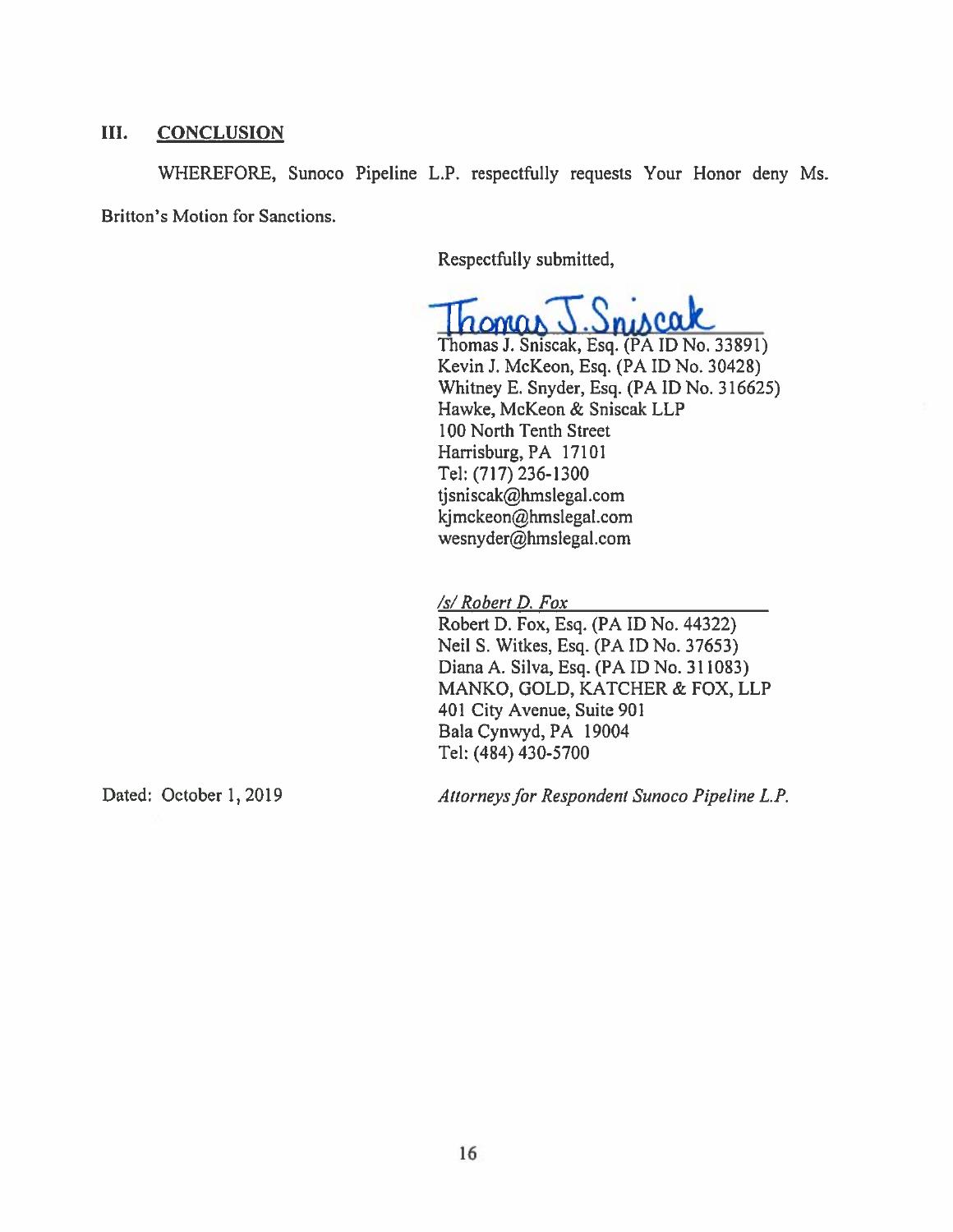## III. CONCLUSION

WHEREFORE, Sunoco Pipeline L.P. respectfully requests Your Honor deny Ms. Britton's Motion for Sanctions.

Respectfully submitted,

Thomas J. Sniscak

Thomas J. Sniscak, Esq. (PA ID No. 33891)
Kevin J. McKeon, Esq. (PA ID No. 30428)
Whitney E. Snyder, Esq. (PA ID No. 316625)
Hawke, McKeon & Sniscak LLP
100 North Tenth Street
Harrisburg, PA 17101
Tel: (717) 236-1300
tjsniscak@hmslegal.com
kjmckeon@hmslegal.com
wesnyder@hmslegal.com

*/s/ Robert D. Fox*

Robert D. Fox, Esq. (PA ID No. 44322)
Neil S. Witkes, Esq. (PA ID No. 37653)
Diana A. Silva, Esq. (PA ID No. 311083)
MANKO, GOLD, KATCHER & FOX, LLP
401 City Avenue, Suite 901
Bala Cynwyd, PA 19004
Tel: (484) 430-5700

Dated: October 1, 2019

*Attorneys for Respondent Sunoco Pipeline L.P.*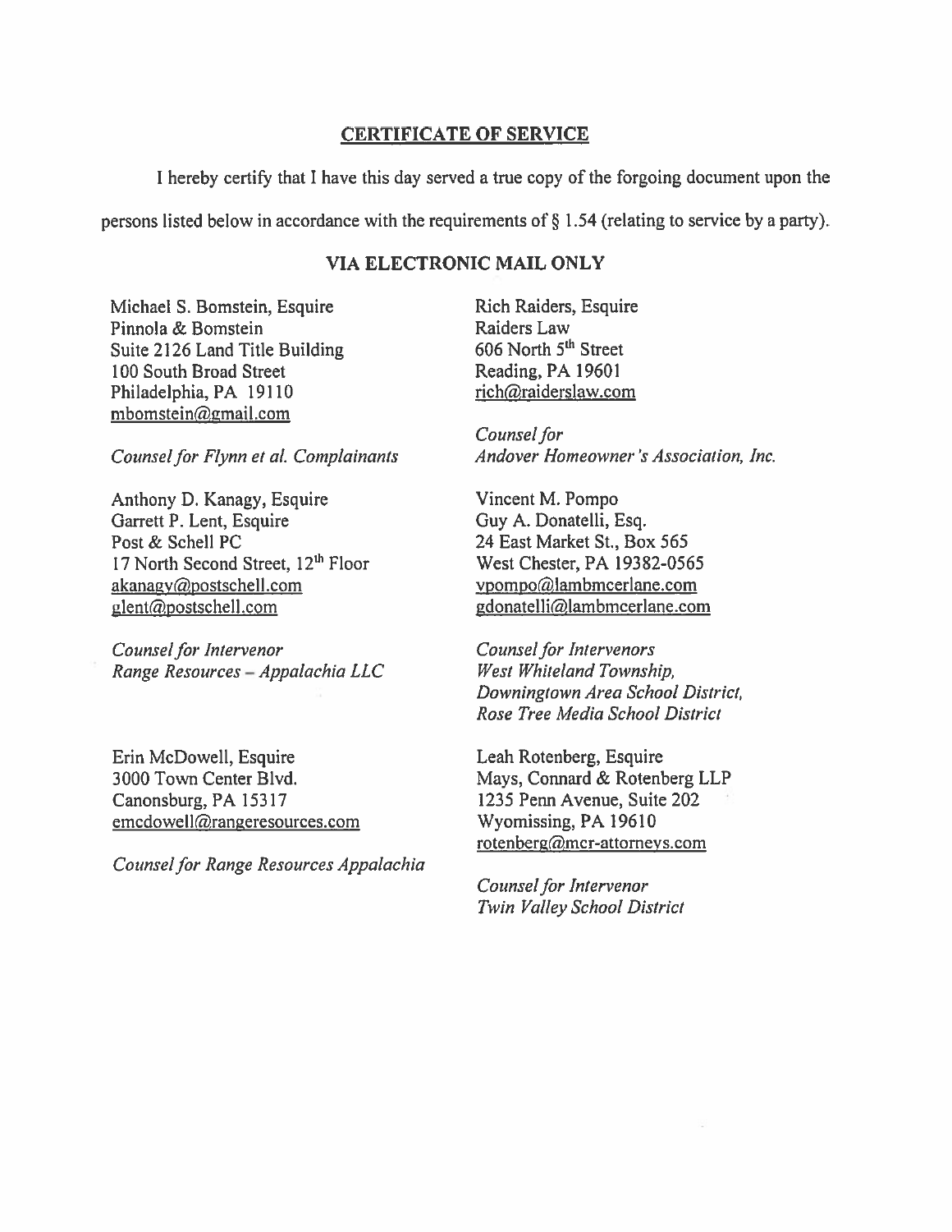## CERTIFICATE OF SERVICE

I hereby certify that I have this day served a true copy of the forgoing document upon the persons listed below in accordance with the requirements of § 1.54 (relating to service by a party).

### VIA ELECTRONIC MAIL ONLY

Michael S. Bomstein, Esquire
Pinnola & Bomstein
Suite 2126 Land Title Building
100 South Broad Street
Philadelphia, PA 19110
mbomstein@gmail.com

*Counsel for Flynn et al. Complainants*

Rich Raiders, Esquire
Raiders Law
606 North 5th Street
Reading, PA 19601
rich@raiderslaw.com

*Counsel for Andover Homeowner's Association, Inc.*

Anthony D. Kanagy, Esquire
Garrett P. Lent, Esquire
Post & Schell PC
17 North Second Street, 12th Floor
akanagy@postschell.com
glent@postschell.com

*Counsel for Intervenor Range Resources – Appalachia LLC*

Vincent M. Pompo
Guy A. Donatelli, Esq.
24 East Market St., Box 565
West Chester, PA 19382-0565
vpompo@lambmcerlane.com
gdonatelli@lambmcerlane.com

*Counsel for Intervenors West Whiteland Township, Downingtown Area School District, Rose Tree Media School District*

Erin McDowell, Esquire
3000 Town Center Blvd.
Canonsburg, PA 15317
emcdowell@rangeresources.com

*Counsel for Range Resources Appalachia*

Leah Rotenberg, Esquire
Mays, Connard & Rotenberg LLP
1235 Penn Avenue, Suite 202
Wyomissing, PA 19610
rotenberg@mcr-attorneys.com

*Counsel for Intervenor Twin Valley School District*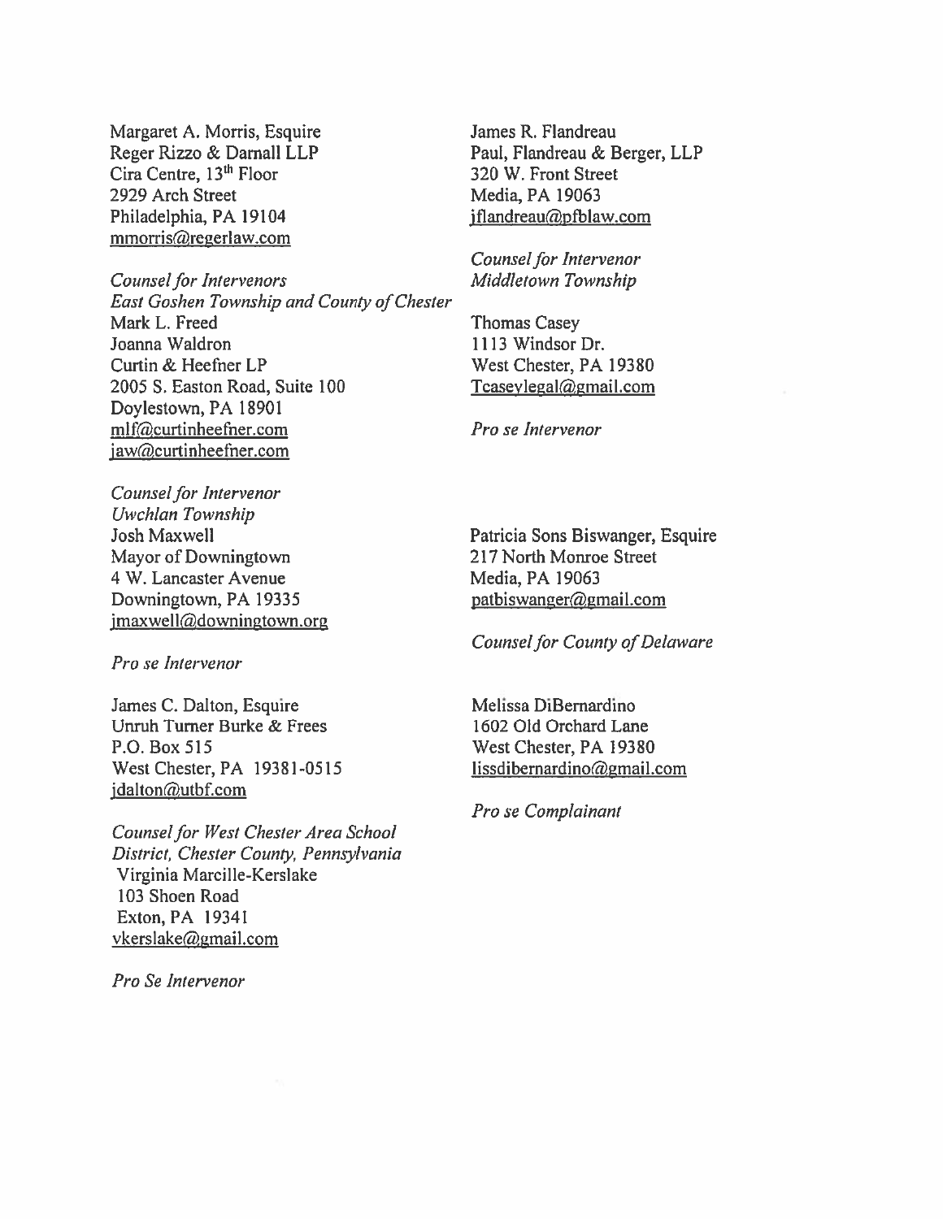Margaret A. Morris, Esquire
Reger Rizzo & Darnall LLP
Cira Centre, 13th Floor
2929 Arch Street
Philadelphia, PA 19104
mmorris@regerlaw.com

*Counsel for Intervenors*
*East Goshen Township and County of Chester*

Mark L. Freed
Joanna Waldron
Curtin & Heefner LP
2005 S. Easton Road, Suite 100
Doylestown, PA 18901
mlf@curtinheefner.com
jaw@curtinheefner.com

*Counsel for Intervenor*
*Uwchlan Township*

Josh Maxwell
Mayor of Downingtown
4 W. Lancaster Avenue
Downingtown, PA 19335
jmaxwell@downingtown.org

*Pro se Intervenor*

James C. Dalton, Esquire
Unruh Turner Burke & Frees
P.O. Box 515
West Chester, PA 19381-0515
jdalton@utbf.com

*Counsel for West Chester Area School District, Chester County, Pennsylvania*

Virginia Marcille-Kerslake
103 Shoen Road
Exton, PA 19341
vkerslake@gmail.com

*Pro Se Intervenor*

James R. Flandreau
Paul, Flandreau & Berger, LLP
320 W. Front Street
Media, PA 19063
jflandreau@pfblaw.com

*Counsel for Intervenor*
*Middletown Township*

Thomas Casey
1113 Windsor Dr.
West Chester, PA 19380
Tcaseylegal@gmail.com

*Pro se Intervenor*

Patricia Sons Biswanger, Esquire
217 North Monroe Street
Media, PA 19063
patbiswanger@gmail.com

*Counsel for County of Delaware*

Melissa DiBernardino
1602 Old Orchard Lane
West Chester, PA 19380
lissdibernardino@gmail.com

*Pro se Complainant*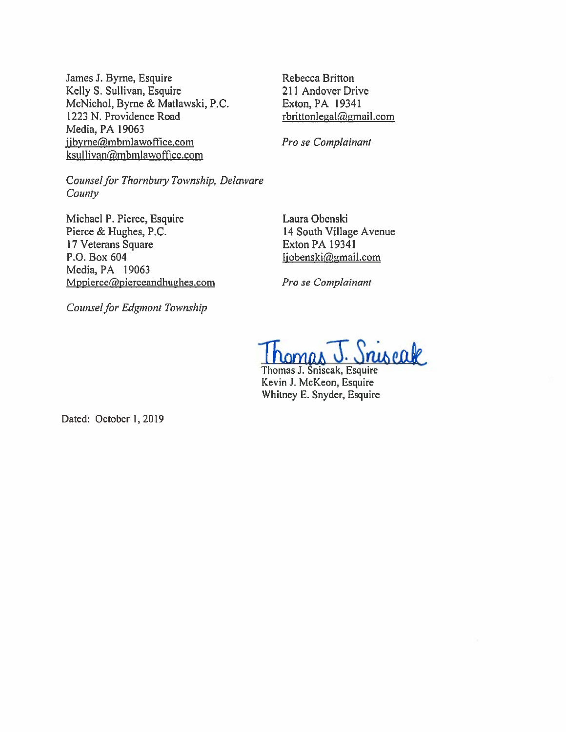James J. Byrne, Esquire
Kelly S. Sullivan, Esquire
McNichol, Byrne & Matlawski, P.C.
1223 N. Providence Road
Media, PA 19063
jjbyrne@mbmlawoffice.com
ksullivan@mbmlawoffice.com

*Counsel for Thornbury Township, Delaware County*

Rebecca Britton
211 Andover Drive
Exton, PA 19341
rbrittonlegal@gmail.com

*Pro se Complainant*

Michael P. Pierce, Esquire
Pierce & Hughes, P.C.
17 Veterans Square
P.O. Box 604
Media, PA 19063
Mppierce@pierceandhughes.com

*Counsel for Edgmont Township*

Laura Obenski
14 South Village Avenue
Exton PA 19341
ljobenski@gmail.com

*Pro se Complainant*

Thomas J. Sniscak

Thomas J. Sniscak, Esquire
Kevin J. McKeon, Esquire
Whitney E. Snyder, Esquire

Dated: October 1, 2019